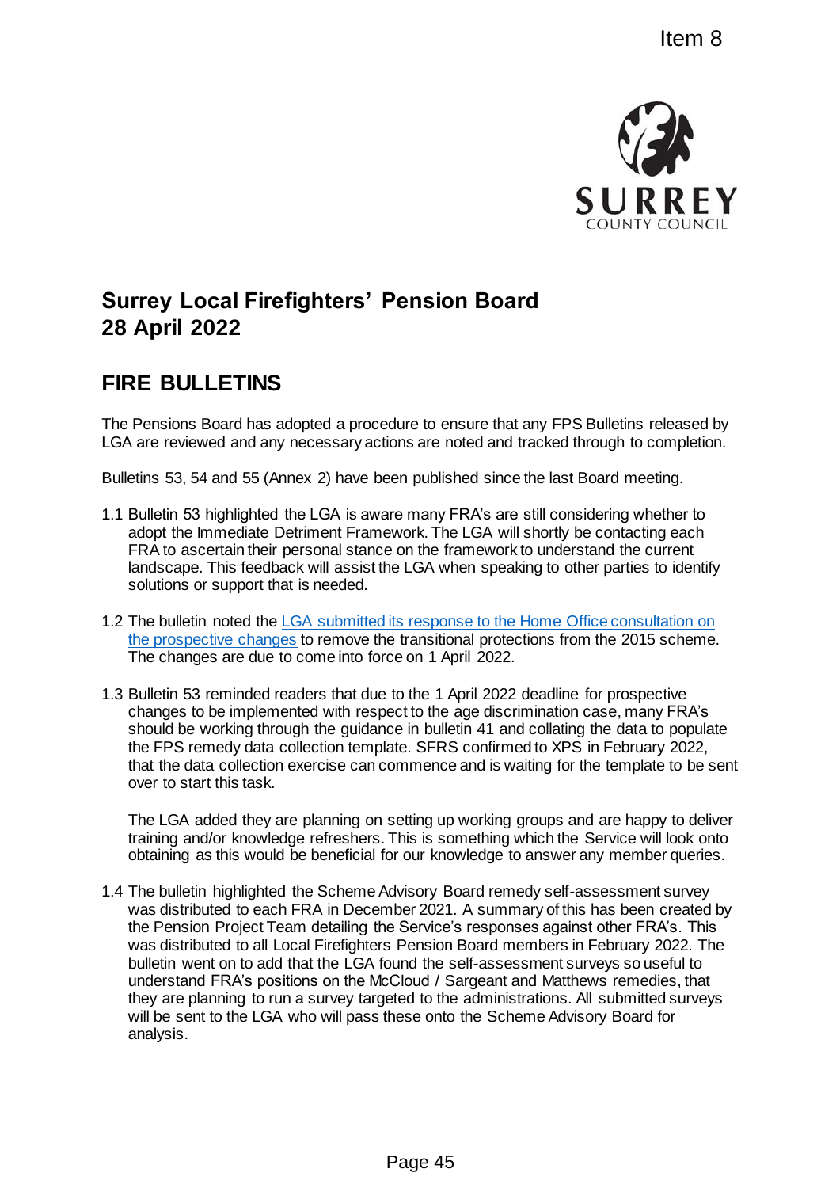Item 8

# Surrey Local Firefighters' Pension Board
# 28 April 2022

## FIRE BULLETINS

The Pensions Board has adopted a procedure to ensure that any FPS Bulletins released by LGA are reviewed and any necessary actions are noted and tracked through to completion.

Bulletins 53, 54 and 55 (Annex 2) have been published since the last Board meeting.

1.1 Bulletin 53 highlighted the LGA is aware many FRA's are still considering whether to adopt the Immediate Detriment Framework. The LGA will shortly be contacting each FRA to ascertain their personal stance on the framework to understand the current landscape. This feedback will assist the LGA when speaking to other parties to identify solutions or support that is needed.

1.2 The bulletin noted the LGA submitted its response to the Home Office consultation on the prospective changes to remove the transitional protections from the 2015 scheme. The changes are due to come into force on 1 April 2022.

1.3 Bulletin 53 reminded readers that due to the 1 April 2022 deadline for prospective changes to be implemented with respect to the age discrimination case, many FRA's should be working through the guidance in bulletin 41 and collating the data to populate the FPS remedy data collection template. SFRS confirmed to XPS in February 2022, that the data collection exercise can commence and is waiting for the template to be sent over to start this task.

    The LGA added they are planning on setting up working groups and are happy to deliver training and/or knowledge refreshers. This is something which the Service will look onto obtaining as this would be beneficial for our knowledge to answer any member queries.

1.4 The bulletin highlighted the Scheme Advisory Board remedy self-assessment survey was distributed to each FRA in December 2021. A summary of this has been created by the Pension Project Team detailing the Service's responses against other FRA's. This was distributed to all Local Firefighters Pension Board members in February 2022. The bulletin went on to add that the LGA found the self-assessment surveys so useful to understand FRA's positions on the McCloud / Sargeant and Matthews remedies, that they are planning to run a survey targeted to the administrations. All submitted surveys will be sent to the LGA who will pass these onto the Scheme Advisory Board for analysis.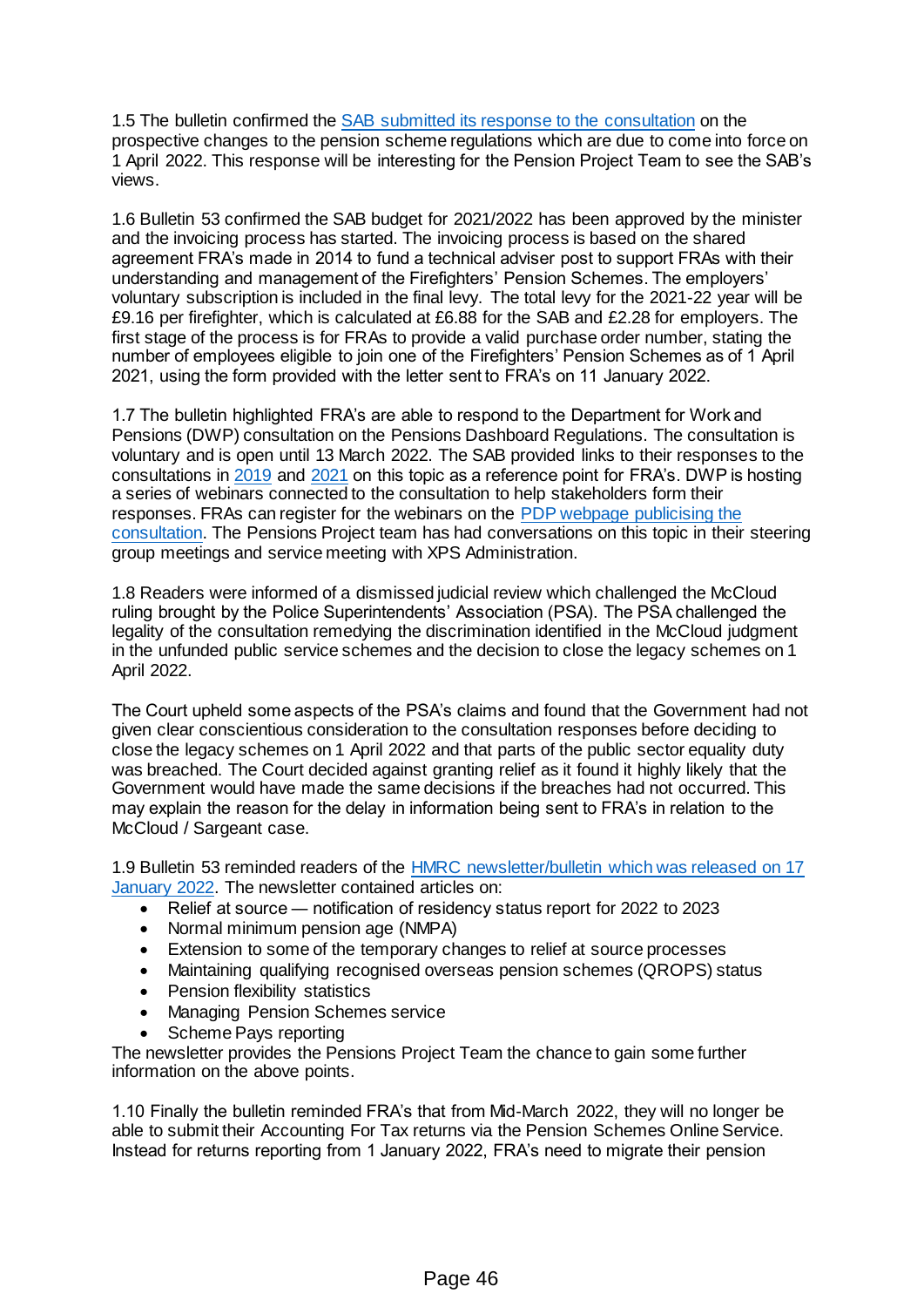1.5 The bulletin confirmed the SAB submitted its response to the consultation on the prospective changes to the pension scheme regulations which are due to come into force on 1 April 2022. This response will be interesting for the Pension Project Team to see the SAB's views.

1.6 Bulletin 53 confirmed the SAB budget for 2021/2022 has been approved by the minister and the invoicing process has started. The invoicing process is based on the shared agreement FRA's made in 2014 to fund a technical adviser post to support FRAs with their understanding and management of the Firefighters' Pension Schemes. The employers' voluntary subscription is included in the final levy. The total levy for the 2021-22 year will be £9.16 per firefighter, which is calculated at £6.88 for the SAB and £2.28 for employers. The first stage of the process is for FRAs to provide a valid purchase order number, stating the number of employees eligible to join one of the Firefighters' Pension Schemes as of 1 April 2021, using the form provided with the letter sent to FRA's on 11 January 2022.

1.7 The bulletin highlighted FRA's are able to respond to the Department for Work and Pensions (DWP) consultation on the Pensions Dashboard Regulations. The consultation is voluntary and is open until 13 March 2022. The SAB provided links to their responses to the consultations in 2019 and 2021 on this topic as a reference point for FRA's. DWP is hosting a series of webinars connected to the consultation to help stakeholders form their responses. FRAs can register for the webinars on the PDP webpage publicising the consultation. The Pensions Project team has had conversations on this topic in their steering group meetings and service meeting with XPS Administration.

1.8 Readers were informed of a dismissed judicial review which challenged the McCloud ruling brought by the Police Superintendents' Association (PSA). The PSA challenged the legality of the consultation remedying the discrimination identified in the McCloud judgment in the unfunded public service schemes and the decision to close the legacy schemes on 1 April 2022.

The Court upheld some aspects of the PSA's claims and found that the Government had not given clear conscientious consideration to the consultation responses before deciding to close the legacy schemes on 1 April 2022 and that parts of the public sector equality duty was breached. The Court decided against granting relief as it found it highly likely that the Government would have made the same decisions if the breaches had not occurred. This may explain the reason for the delay in information being sent to FRA's in relation to the McCloud / Sargeant case.

1.9 Bulletin 53 reminded readers of the HMRC newsletter/bulletin which was released on 17 January 2022. The newsletter contained articles on:

- Relief at source — notification of residency status report for 2022 to 2023
- Normal minimum pension age (NMPA)
- Extension to some of the temporary changes to relief at source processes
- Maintaining qualifying recognised overseas pension schemes (QROPS) status
- Pension flexibility statistics
- Managing Pension Schemes service
- Scheme Pays reporting

The newsletter provides the Pensions Project Team the chance to gain some further information on the above points.

1.10 Finally the bulletin reminded FRA's that from Mid-March 2022, they will no longer be able to submit their Accounting For Tax returns via the Pension Schemes Online Service. Instead for returns reporting from 1 January 2022, FRA's need to migrate their pension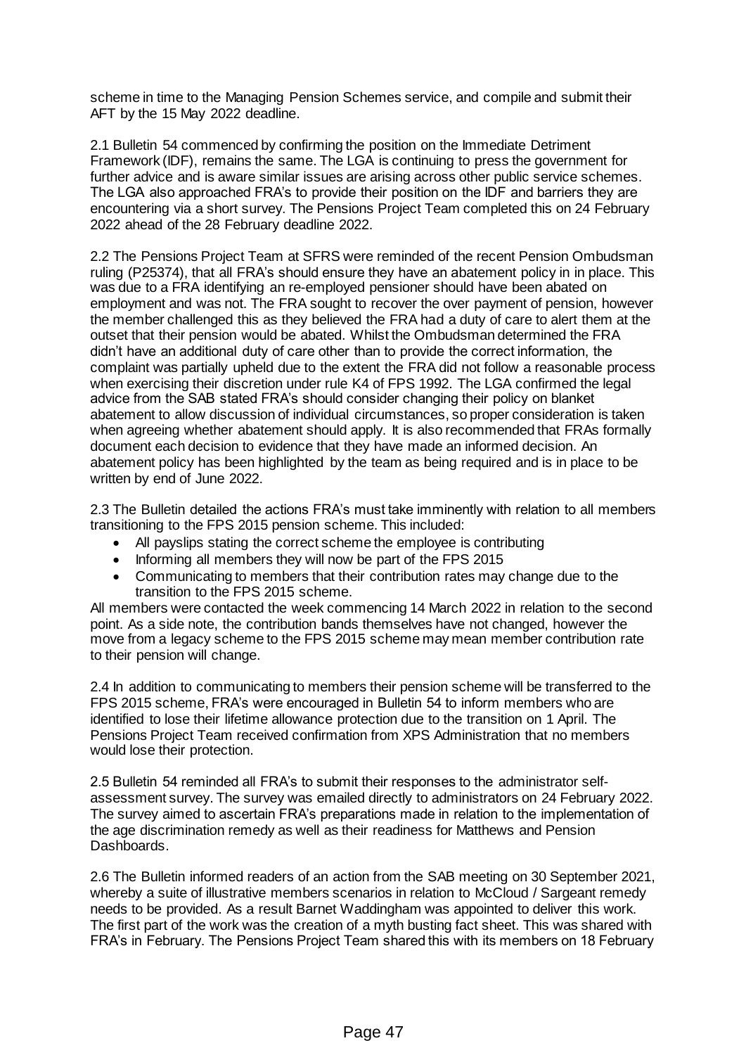scheme in time to the Managing Pension Schemes service, and compile and submit their AFT by the 15 May 2022 deadline.

2.1 Bulletin 54 commenced by confirming the position on the Immediate Detriment Framework (IDF), remains the same. The LGA is continuing to press the government for further advice and is aware similar issues are arising across other public service schemes. The LGA also approached FRA's to provide their position on the IDF and barriers they are encountering via a short survey. The Pensions Project Team completed this on 24 February 2022 ahead of the 28 February deadline 2022.

2.2 The Pensions Project Team at SFRS were reminded of the recent Pension Ombudsman ruling (P25374), that all FRA's should ensure they have an abatement policy in in place. This was due to a FRA identifying an re-employed pensioner should have been abated on employment and was not. The FRA sought to recover the over payment of pension, however the member challenged this as they believed the FRA had a duty of care to alert them at the outset that their pension would be abated. Whilst the Ombudsman determined the FRA didn't have an additional duty of care other than to provide the correct information, the complaint was partially upheld due to the extent the FRA did not follow a reasonable process when exercising their discretion under rule K4 of FPS 1992. The LGA confirmed the legal advice from the SAB stated FRA's should consider changing their policy on blanket abatement to allow discussion of individual circumstances, so proper consideration is taken when agreeing whether abatement should apply. It is also recommended that FRAs formally document each decision to evidence that they have made an informed decision. An abatement policy has been highlighted by the team as being required and is in place to be written by end of June 2022.

2.3 The Bulletin detailed the actions FRA's must take imminently with relation to all members transitioning to the FPS 2015 pension scheme. This included:

- All payslips stating the correct scheme the employee is contributing
- Informing all members they will now be part of the FPS 2015
- Communicating to members that their contribution rates may change due to the transition to the FPS 2015 scheme.

All members were contacted the week commencing 14 March 2022 in relation to the second point. As a side note, the contribution bands themselves have not changed, however the move from a legacy scheme to the FPS 2015 scheme may mean member contribution rate to their pension will change.

2.4 In addition to communicating to members their pension scheme will be transferred to the FPS 2015 scheme, FRA's were encouraged in Bulletin 54 to inform members who are identified to lose their lifetime allowance protection due to the transition on 1 April. The Pensions Project Team received confirmation from XPS Administration that no members would lose their protection.

2.5 Bulletin 54 reminded all FRA's to submit their responses to the administrator self-assessment survey. The survey was emailed directly to administrators on 24 February 2022. The survey aimed to ascertain FRA's preparations made in relation to the implementation of the age discrimination remedy as well as their readiness for Matthews and Pension Dashboards.

2.6 The Bulletin informed readers of an action from the SAB meeting on 30 September 2021, whereby a suite of illustrative members scenarios in relation to McCloud / Sargeant remedy needs to be provided. As a result Barnet Waddingham was appointed to deliver this work. The first part of the work was the creation of a myth busting fact sheet. This was shared with FRA's in February. The Pensions Project Team shared this with its members on 18 February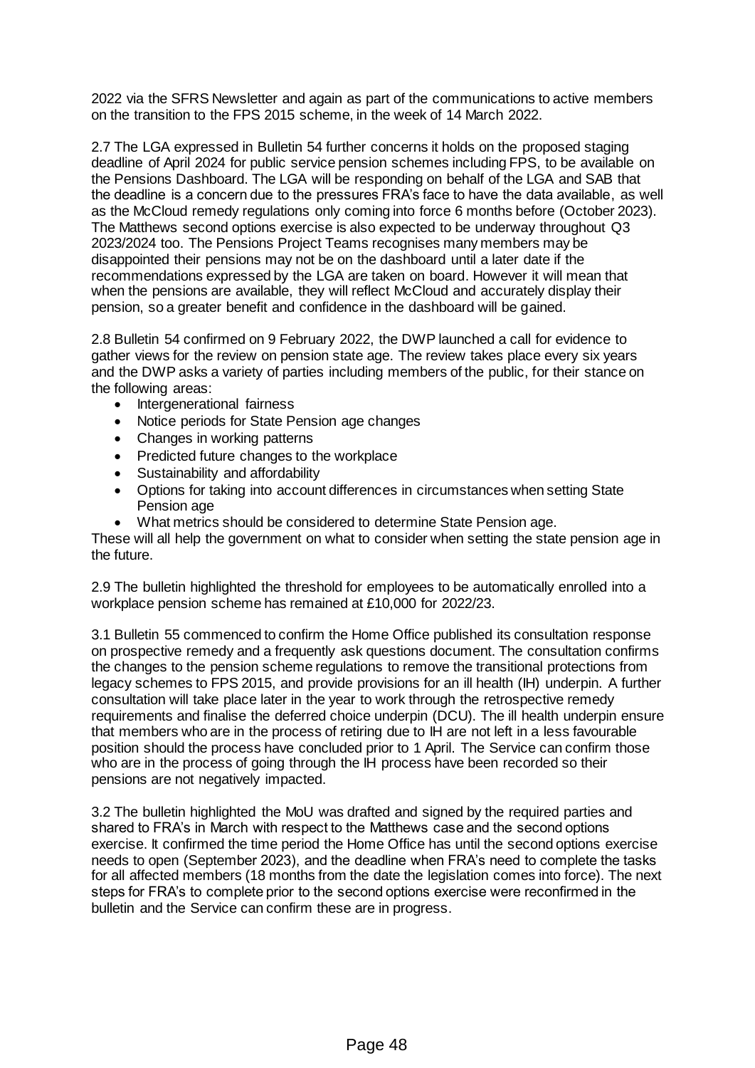2022 via the SFRS Newsletter and again as part of the communications to active members on the transition to the FPS 2015 scheme, in the week of 14 March 2022.

2.7 The LGA expressed in Bulletin 54 further concerns it holds on the proposed staging deadline of April 2024 for public service pension schemes including FPS, to be available on the Pensions Dashboard. The LGA will be responding on behalf of the LGA and SAB that the deadline is a concern due to the pressures FRA's face to have the data available, as well as the McCloud remedy regulations only coming into force 6 months before (October 2023). The Matthews second options exercise is also expected to be underway throughout Q3 2023/2024 too. The Pensions Project Teams recognises many members may be disappointed their pensions may not be on the dashboard until a later date if the recommendations expressed by the LGA are taken on board. However it will mean that when the pensions are available, they will reflect McCloud and accurately display their pension, so a greater benefit and confidence in the dashboard will be gained.

2.8 Bulletin 54 confirmed on 9 February 2022, the DWP launched a call for evidence to gather views for the review on pension state age. The review takes place every six years and the DWP asks a variety of parties including members of the public, for their stance on the following areas:

- Intergenerational fairness
- Notice periods for State Pension age changes
- Changes in working patterns
- Predicted future changes to the workplace
- Sustainability and affordability
- Options for taking into account differences in circumstances when setting State Pension age
- What metrics should be considered to determine State Pension age.

These will all help the government on what to consider when setting the state pension age in the future.

2.9 The bulletin highlighted the threshold for employees to be automatically enrolled into a workplace pension scheme has remained at £10,000 for 2022/23.

3.1 Bulletin 55 commenced to confirm the Home Office published its consultation response on prospective remedy and a frequently ask questions document. The consultation confirms the changes to the pension scheme regulations to remove the transitional protections from legacy schemes to FPS 2015, and provide provisions for an ill health (IH) underpin. A further consultation will take place later in the year to work through the retrospective remedy requirements and finalise the deferred choice underpin (DCU). The ill health underpin ensure that members who are in the process of retiring due to IH are not left in a less favourable position should the process have concluded prior to 1 April. The Service can confirm those who are in the process of going through the IH process have been recorded so their pensions are not negatively impacted.

3.2 The bulletin highlighted the MoU was drafted and signed by the required parties and shared to FRA's in March with respect to the Matthews case and the second options exercise. It confirmed the time period the Home Office has until the second options exercise needs to open (September 2023), and the deadline when FRA's need to complete the tasks for all affected members (18 months from the date the legislation comes into force). The next steps for FRA's to complete prior to the second options exercise were reconfirmed in the bulletin and the Service can confirm these are in progress.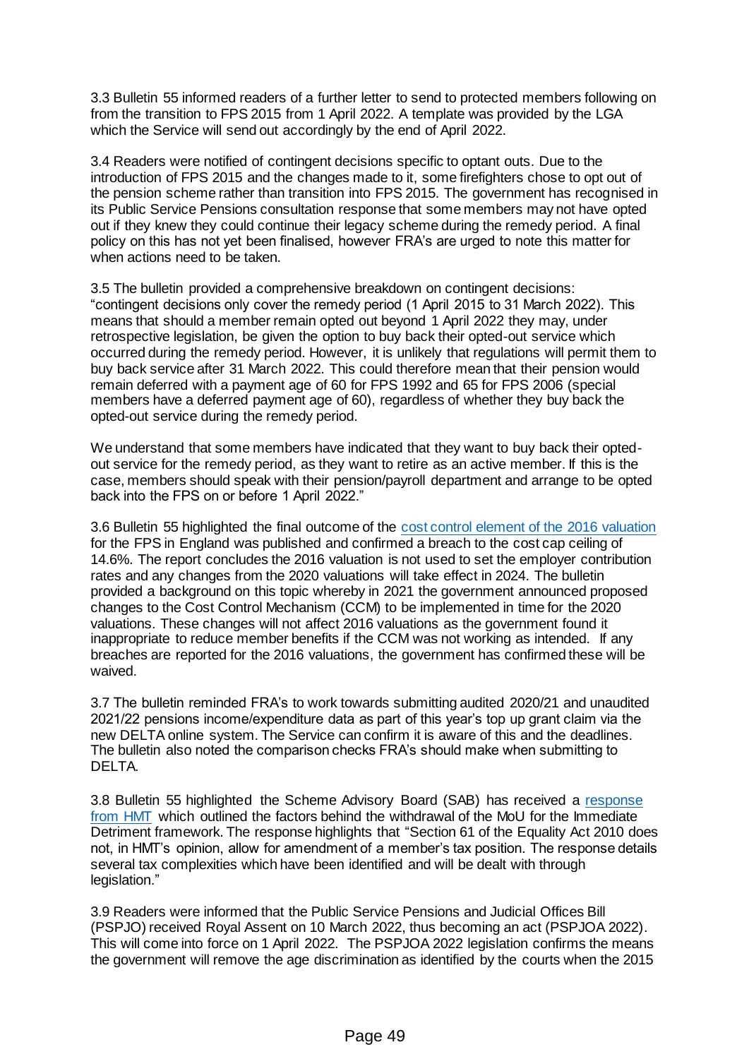3.3 Bulletin 55 informed readers of a further letter to send to protected members following on from the transition to FPS 2015 from 1 April 2022. A template was provided by the LGA which the Service will send out accordingly by the end of April 2022.

3.4 Readers were notified of contingent decisions specific to optant outs. Due to the introduction of FPS 2015 and the changes made to it, some firefighters chose to opt out of the pension scheme rather than transition into FPS 2015. The government has recognised in its Public Service Pensions consultation response that some members may not have opted out if they knew they could continue their legacy scheme during the remedy period. A final policy on this has not yet been finalised, however FRA's are urged to note this matter for when actions need to be taken.

3.5 The bulletin provided a comprehensive breakdown on contingent decisions: "contingent decisions only cover the remedy period (1 April 2015 to 31 March 2022). This means that should a member remain opted out beyond 1 April 2022 they may, under retrospective legislation, be given the option to buy back their opted-out service which occurred during the remedy period. However, it is unlikely that regulations will permit them to buy back service after 31 March 2022. This could therefore mean that their pension would remain deferred with a payment age of 60 for FPS 1992 and 65 for FPS 2006 (special members have a deferred payment age of 60), regardless of whether they buy back the opted-out service during the remedy period.

We understand that some members have indicated that they want to buy back their opted-out service for the remedy period, as they want to retire as an active member. If this is the case, members should speak with their pension/payroll department and arrange to be opted back into the FPS on or before 1 April 2022."

3.6 Bulletin 55 highlighted the final outcome of the cost control element of the 2016 valuation for the FPS in England was published and confirmed a breach to the cost cap ceiling of 14.6%. The report concludes the 2016 valuation is not used to set the employer contribution rates and any changes from the 2020 valuations will take effect in 2024. The bulletin provided a background on this topic whereby in 2021 the government announced proposed changes to the Cost Control Mechanism (CCM) to be implemented in time for the 2020 valuations. These changes will not affect 2016 valuations as the government found it inappropriate to reduce member benefits if the CCM was not working as intended. If any breaches are reported for the 2016 valuations, the government has confirmed these will be waived.

3.7 The bulletin reminded FRA's to work towards submitting audited 2020/21 and unaudited 2021/22 pensions income/expenditure data as part of this year's top up grant claim via the new DELTA online system. The Service can confirm it is aware of this and the deadlines. The bulletin also noted the comparison checks FRA's should make when submitting to DELTA.

3.8 Bulletin 55 highlighted the Scheme Advisory Board (SAB) has received a response from HMT which outlined the factors behind the withdrawal of the MoU for the Immediate Detriment framework. The response highlights that "Section 61 of the Equality Act 2010 does not, in HMT's opinion, allow for amendment of a member's tax position. The response details several tax complexities which have been identified and will be dealt with through legislation."

3.9 Readers were informed that the Public Service Pensions and Judicial Offices Bill (PSPJO) received Royal Assent on 10 March 2022, thus becoming an act (PSPJOA 2022). This will come into force on 1 April 2022. The PSPJOA 2022 legislation confirms the means the government will remove the age discrimination as identified by the courts when the 2015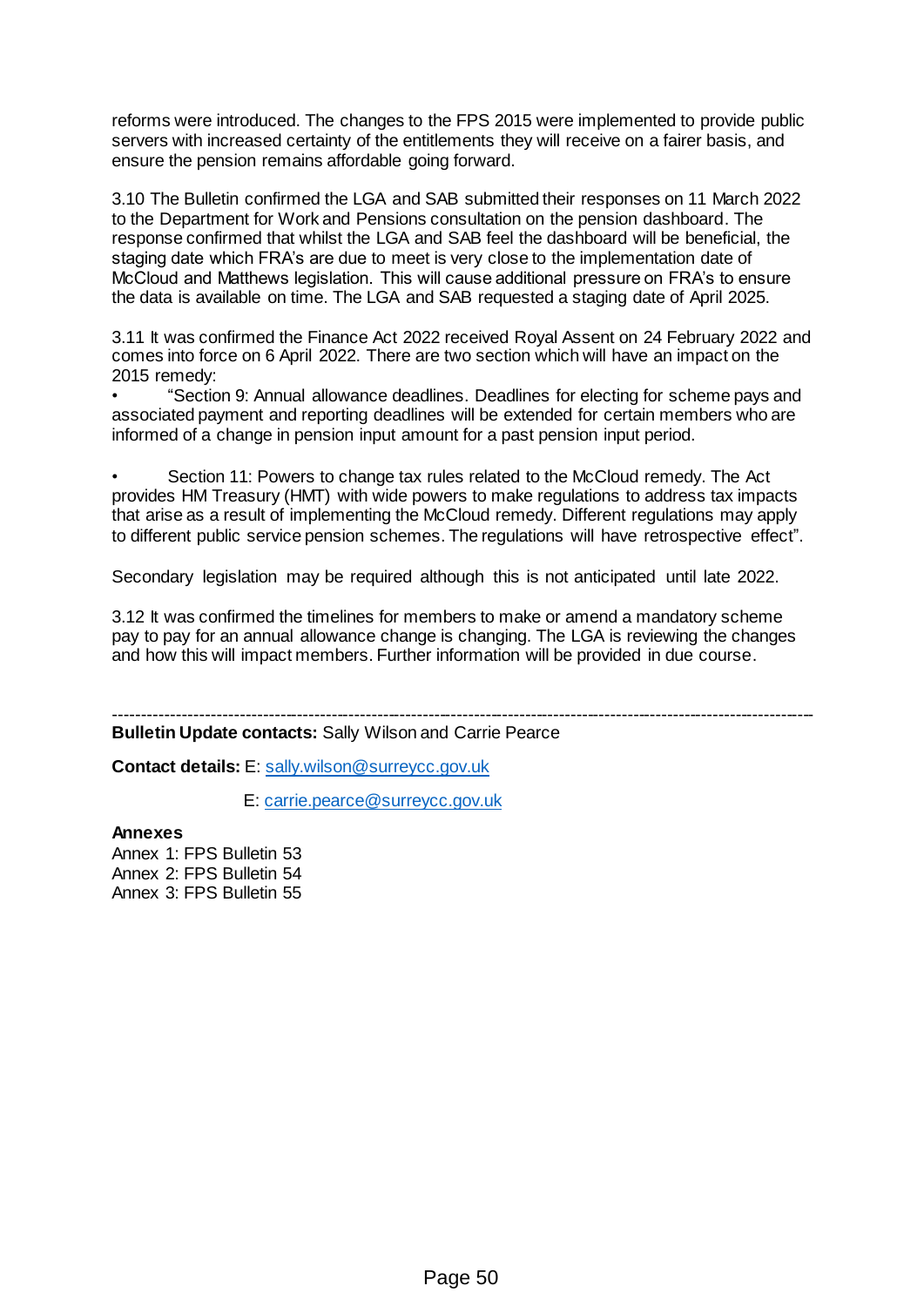reforms were introduced. The changes to the FPS 2015 were implemented to provide public servers with increased certainty of the entitlements they will receive on a fairer basis, and ensure the pension remains affordable going forward.

3.10 The Bulletin confirmed the LGA and SAB submitted their responses on 11 March 2022 to the Department for Work and Pensions consultation on the pension dashboard. The response confirmed that whilst the LGA and SAB feel the dashboard will be beneficial, the staging date which FRA's are due to meet is very close to the implementation date of McCloud and Matthews legislation. This will cause additional pressure on FRA's to ensure the data is available on time. The LGA and SAB requested a staging date of April 2025.

3.11 It was confirmed the Finance Act 2022 received Royal Assent on 24 February 2022 and comes into force on 6 April 2022. There are two section which will have an impact on the 2015 remedy:

- "Section 9: Annual allowance deadlines. Deadlines for electing for scheme pays and associated payment and reporting deadlines will be extended for certain members who are informed of a change in pension input amount for a past pension input period.

- Section 11: Powers to change tax rules related to the McCloud remedy. The Act provides HM Treasury (HMT) with wide powers to make regulations to address tax impacts that arise as a result of implementing the McCloud remedy. Different regulations may apply to different public service pension schemes. The regulations will have retrospective effect".

Secondary legislation may be required although this is not anticipated until late 2022.

3.12 It was confirmed the timelines for members to make or amend a mandatory scheme pay to pay for an annual allowance change is changing. The LGA is reviewing the changes and how this will impact members. Further information will be provided in due course.

---

**Bulletin Update contacts:** Sally Wilson and Carrie Pearce

**Contact details:** E: sally.wilson@surreycc.gov.uk

E: carrie.pearce@surreycc.gov.uk

**Annexes**

Annex 1: FPS Bulletin 53
Annex 2: FPS Bulletin 54
Annex 3: FPS Bulletin 55